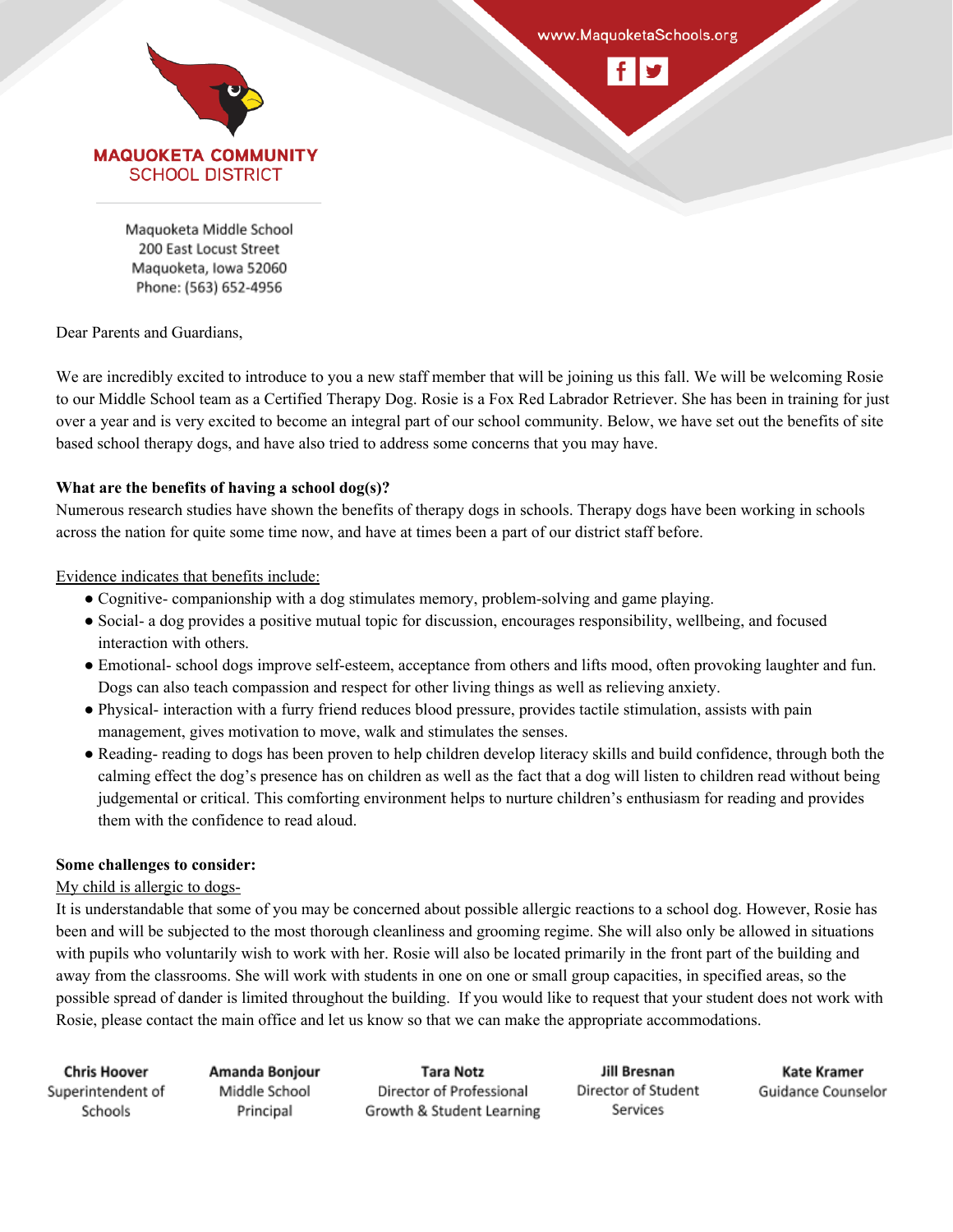www.MaquoketaSchools.org

**MAQUOKETA COMMUNITY**
SCHOOL DISTRICT

Maquoketa Middle School
200 East Locust Street
Maquoketa, Iowa 52060
Phone: (563) 652-4956

Dear Parents and Guardians,

We are incredibly excited to introduce to you a new staff member that will be joining us this fall. We will be welcoming Rosie to our Middle School team as a Certified Therapy Dog. Rosie is a Fox Red Labrador Retriever. She has been in training for just over a year and is very excited to become an integral part of our school community. Below, we have set out the benefits of site based school therapy dogs, and have also tried to address some concerns that you may have.

**What are the benefits of having a school dog(s)?**

Numerous research studies have shown the benefits of therapy dogs in schools. Therapy dogs have been working in schools across the nation for quite some time now, and have at times been a part of our district staff before.

<u>Evidence indicates that benefits include:</u>

- Cognitive- companionship with a dog stimulates memory, problem-solving and game playing.
- Social- a dog provides a positive mutual topic for discussion, encourages responsibility, wellbeing, and focused interaction with others.
- Emotional- school dogs improve self-esteem, acceptance from others and lifts mood, often provoking laughter and fun. Dogs can also teach compassion and respect for other living things as well as relieving anxiety.
- Physical- interaction with a furry friend reduces blood pressure, provides tactile stimulation, assists with pain management, gives motivation to move, walk and stimulates the senses.
- Reading- reading to dogs has been proven to help children develop literacy skills and build confidence, through both the calming effect the dog's presence has on children as well as the fact that a dog will listen to children read without being judgemental or critical. This comforting environment helps to nurture children's enthusiasm for reading and provides them with the confidence to read aloud.

**Some challenges to consider:**

<u>My child is allergic to dogs-</u>

It is understandable that some of you may be concerned about possible allergic reactions to a school dog. However, Rosie has been and will be subjected to the most thorough cleanliness and grooming regime. She will also only be allowed in situations with pupils who voluntarily wish to work with her. Rosie will also be located primarily in the front part of the building and away from the classrooms. She will work with students in one on one or small group capacities, in specified areas, so the possible spread of dander is limited throughout the building. If you would like to request that your student does not work with Rosie, please contact the main office and let us know so that we can make the appropriate accommodations.

| **Chris Hoover** | **Amanda Bonjour** | **Tara Notz** | **Jill Bresnan** | **Kate Kramer** |
|---|---|---|---|---|
| Superintendent of Schools | Middle School Principal | Director of Professional Growth & Student Learning | Director of Student Services | Guidance Counselor |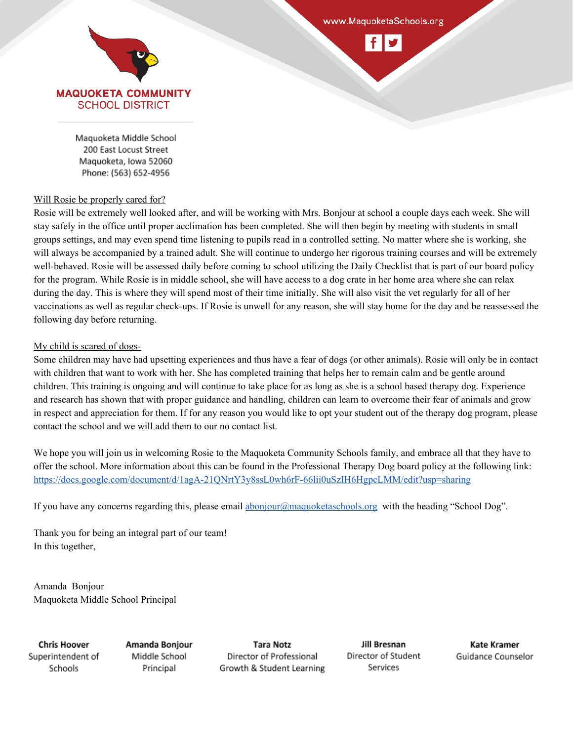MAQUOKETA COMMUNITY SCHOOL DISTRICT

www.MaquoketaSchools.org

Maquoketa Middle School
200 East Locust Street
Maquoketa, Iowa 52060
Phone: (563) 652-4956

Will Rosie be properly cared for?

Rosie will be extremely well looked after, and will be working with Mrs. Bonjour at school a couple days each week. She will stay safely in the office until proper acclimation has been completed. She will then begin by meeting with students in small groups settings, and may even spend time listening to pupils read in a controlled setting. No matter where she is working, she will always be accompanied by a trained adult. She will continue to undergo her rigorous training courses and will be extremely well-behaved. Rosie will be assessed daily before coming to school utilizing the Daily Checklist that is part of our board policy for the program. While Rosie is in middle school, she will have access to a dog crate in her home area where she can relax during the day. This is where they will spend most of their time initially. She will also visit the vet regularly for all of her vaccinations as well as regular check-ups. If Rosie is unwell for any reason, she will stay home for the day and be reassessed the following day before returning.

My child is scared of dogs-

Some children may have had upsetting experiences and thus have a fear of dogs (or other animals). Rosie will only be in contact with children that want to work with her. She has completed training that helps her to remain calm and be gentle around children. This training is ongoing and will continue to take place for as long as she is a school based therapy dog. Experience and research has shown that with proper guidance and handling, children can learn to overcome their fear of animals and grow in respect and appreciation for them. If for any reason you would like to opt your student out of the therapy dog program, please contact the school and we will add them to our no contact list.

We hope you will join us in welcoming Rosie to the Maquoketa Community Schools family, and embrace all that they have to offer the school. More information about this can be found in the Professional Therapy Dog board policy at the following link: https://docs.google.com/document/d/1agA-21QNrtY3y8ssL0wh6rF-66lii0uSzIH6HgpcLMM/edit?usp=sharing

If you have any concerns regarding this, please email abonjour@maquoketaschools.org with the heading "School Dog".

Thank you for being an integral part of our team!
In this together,

Amanda Bonjour
Maquoketa Middle School Principal

**Chris Hoover**
Superintendent of Schools

**Amanda Bonjour**
Middle School Principal

**Tara Notz**
Director of Professional Growth & Student Learning

**Jill Bresnan**
Director of Student Services

**Kate Kramer**
Guidance Counselor